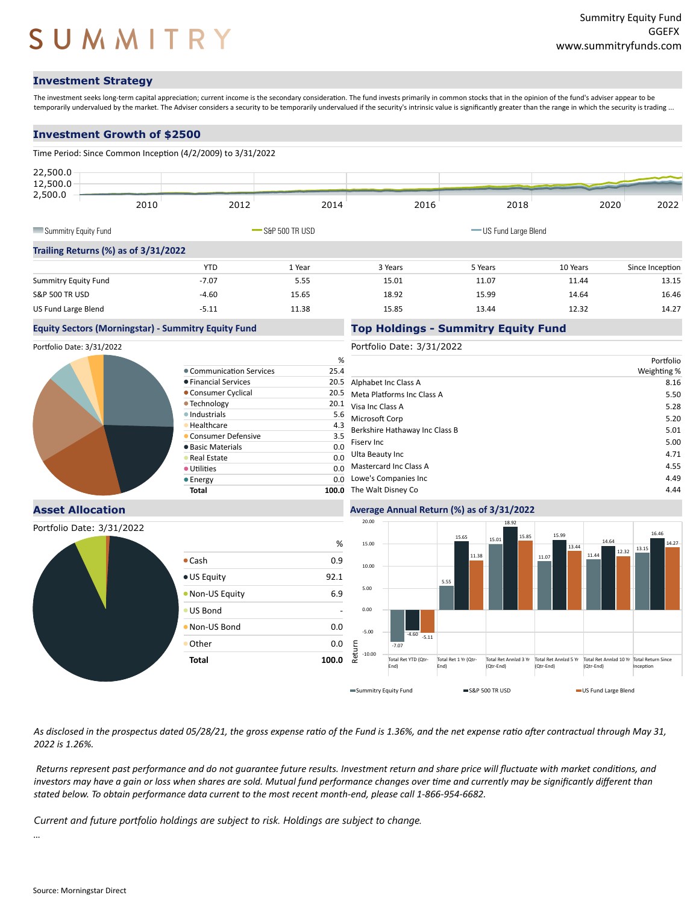# SUMMITRY

Summitry Equity Fund
GGEFX
www.summitryfunds.com

## Investment Strategy

The investment seeks long-term capital appreciation; current income is the secondary consideration. The fund invests primarily in common stocks that in the opinion of the fund's adviser appear to be temporarily undervalued by the market. The Adviser considers a security to be temporarily undervalued if the security's intrinsic value is significantly greater than the range in which the security is trading ...

## Investment Growth of $2500

Time Period: Since Common Inception (4/2/2009) to 3/31/2022

Summitry Equity Fund | S&P 500 TR USD | US Fund Large Blend

## Trailing Returns (%) as of 3/31/2022

| | YTD | 1 Year | 3 Years | 5 Years | 10 Years | Since Inception |
|---|---|---|---|---|---|---|
| Summitry Equity Fund | -7.07 | 5.55 | 15.01 | 11.07 | 11.44 | 13.15 |
| S&P 500 TR USD | -4.60 | 15.65 | 18.92 | 15.99 | 14.64 | 16.46 |
| US Fund Large Blend | -5.11 | 11.38 | 15.85 | 13.44 | 12.32 | 14.27 |

## Equity Sectors (Morningstar) - Summitry Equity Fund

Portfolio Date: 3/31/2022

| | % |
|---|---|
| Communication Services | 25.4 |
| Financial Services | 20.5 |
| Consumer Cyclical | 20.5 |
| Technology | 20.1 |
| Industrials | 5.6 |
| Healthcare | 4.3 |
| Consumer Defensive | 3.5 |
| Basic Materials | 0.0 |
| Real Estate | 0.0 |
| Utilities | 0.0 |
| Energy | 0.0 |
| **Total** | **100.0** |

## Top Holdings - Summitry Equity Fund

Portfolio Date: 3/31/2022

| | Portfolio Weighting % |
|---|---|
| Alphabet Inc Class A | 8.16 |
| Meta Platforms Inc Class A | 5.50 |
| Visa Inc Class A | 5.28 |
| Microsoft Corp | 5.20 |
| Berkshire Hathaway Inc Class B | 5.01 |
| Fiserv Inc | 5.00 |
| Ulta Beauty Inc | 4.71 |
| Mastercard Inc Class A | 4.55 |
| Lowe's Companies Inc | 4.49 |
| The Walt Disney Co | 4.44 |

## Asset Allocation

Portfolio Date: 3/31/2022

| | % |
|---|---|
| Cash | 0.9 |
| US Equity | 92.1 |
| Non-US Equity | 6.9 |
| US Bond | - |
| Non-US Bond | 0.0 |
| Other | 0.0 |
| **Total** | **100.0** |

## Average Annual Return (%) as of 3/31/2022

| | Total Ret YTD (Qtr-End) | Total Ret 1 Yr (Qtr-End) | Total Ret Annlzd 3 Yr (Qtr-End) | Total Ret Annlzd 5 Yr (Qtr-End) | Total Ret Annlzd 10 Yr (Qtr-End) | Total Return Since Inception |
|---|---|---|---|---|---|---|
| Summitry Equity Fund | -7.07 | 5.55 | 15.01 | 11.07 | 11.44 | 13.15 |
| S&P 500 TR USD | -4.60 | 15.65 | 18.92 | 15.99 | 14.64 | 16.46 |
| US Fund Large Blend | -5.11 | 11.38 | 15.85 | 13.44 | 12.32 | 14.27 |

*As disclosed in the prospectus dated 05/28/21, the gross expense ratio of the Fund is 1.36%, and the net expense ratio after contractual through May 31, 2022 is 1.26%.*

*Returns represent past performance and do not guarantee future results. Investment return and share price will fluctuate with market conditions, and investors may have a gain or loss when shares are sold. Mutual fund performance changes over time and currently may be significantly different than stated below. To obtain performance data current to the most recent month-end, please call 1-866-954-6682.*

*Current and future portfolio holdings are subject to risk. Holdings are subject to change.*

...

Source: Morningstar Direct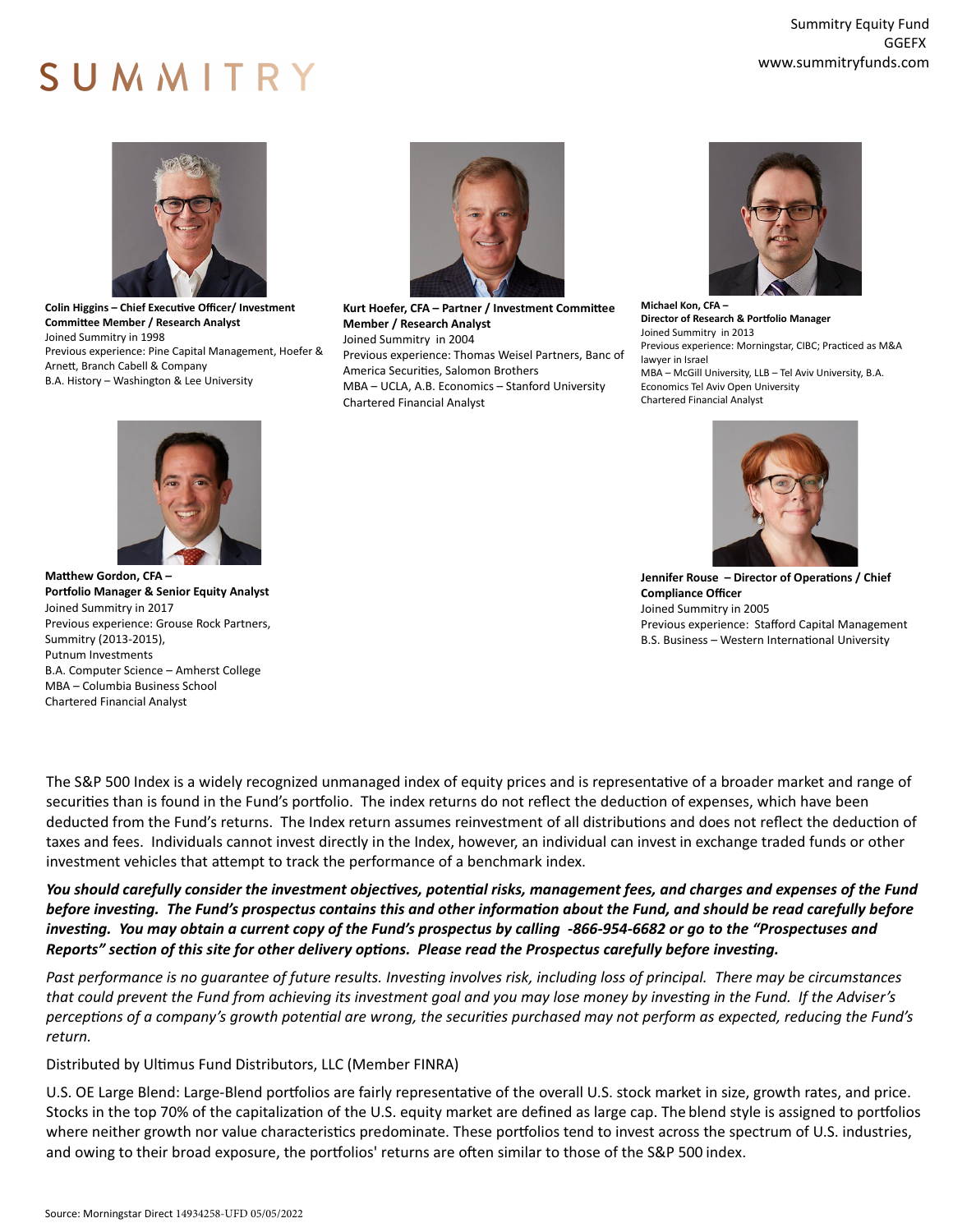Summitry Equity Fund
GGEFX
www.summitryfunds.com

SUMMITRY

**Colin Higgins – Chief Executive Officer/ Investment Committee Member / Research Analyst**
Joined Summitry in 1998
Previous experience: Pine Capital Management, Hoefer & Arnett, Branch Cabell & Company
B.A. History – Washington & Lee University

**Kurt Hoefer, CFA – Partner / Investment Committee Member / Research Analyst**
Joined Summitry in 2004
Previous experience: Thomas Weisel Partners, Banc of America Securities, Salomon Brothers
MBA – UCLA, A.B. Economics – Stanford University
Chartered Financial Analyst

**Michael Kon, CFA – Director of Research & Portfolio Manager**
Joined Summitry in 2013
Previous experience: Morningstar, CIBC; Practiced as M&A lawyer in Israel
MBA – McGill University, LLB – Tel Aviv University, B.A. Economics Tel Aviv Open University
Chartered Financial Analyst

**Matthew Gordon, CFA – Portfolio Manager & Senior Equity Analyst**
Joined Summitry in 2017
Previous experience: Grouse Rock Partners, Summitry (2013-2015), Putnum Investments
B.A. Computer Science – Amherst College
MBA – Columbia Business School
Chartered Financial Analyst

**Jennifer Rouse – Director of Operations / Chief Compliance Officer**
Joined Summitry in 2005
Previous experience: Stafford Capital Management
B.S. Business – Western International University

The S&P 500 Index is a widely recognized unmanaged index of equity prices and is representative of a broader market and range of securities than is found in the Fund's portfolio. The index returns do not reflect the deduction of expenses, which have been deducted from the Fund's returns. The Index return assumes reinvestment of all distributions and does not reflect the deduction of taxes and fees. Individuals cannot invest directly in the Index, however, an individual can invest in exchange traded funds or other investment vehicles that attempt to track the performance of a benchmark index.

***You should carefully consider the investment objectives, potential risks, management fees, and charges and expenses of the Fund before investing. The Fund's prospectus contains this and other information about the Fund, and should be read carefully before investing. You may obtain a current copy of the Fund's prospectus by calling -866-954-6682 or go to the "Prospectuses and Reports" section of this site for other delivery options. Please read the Prospectus carefully before investing.***

*Past performance is no guarantee of future results. Investing involves risk, including loss of principal. There may be circumstances that could prevent the Fund from achieving its investment goal and you may lose money by investing in the Fund. If the Adviser's perceptions of a company's growth potential are wrong, the securities purchased may not perform as expected, reducing the Fund's return.*

Distributed by Ultimus Fund Distributors, LLC (Member FINRA)

U.S. OE Large Blend: Large-Blend portfolios are fairly representative of the overall U.S. stock market in size, growth rates, and price. Stocks in the top 70% of the capitalization of the U.S. equity market are defined as large cap. The blend style is assigned to portfolios where neither growth nor value characteristics predominate. These portfolios tend to invest across the spectrum of U.S. industries, and owing to their broad exposure, the portfolios' returns are often similar to those of the S&P 500 index.

Source: Morningstar Direct 14934258-UFD 05/05/2022